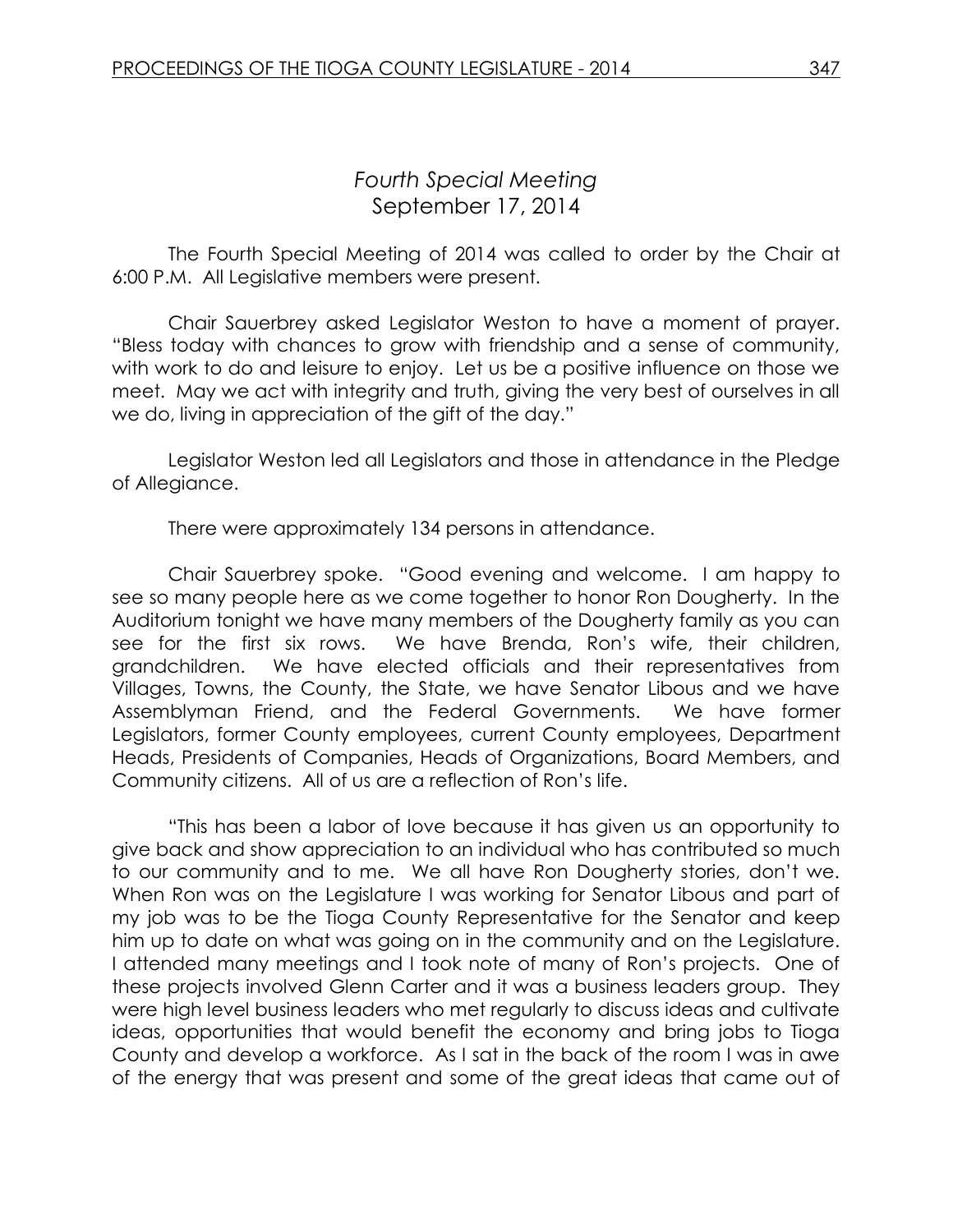# *Fourth Special Meeting*
## September 17, 2014

The Fourth Special Meeting of 2014 was called to order by the Chair at 6:00 P.M. All Legislative members were present.

Chair Sauerbrey asked Legislator Weston to have a moment of prayer. "Bless today with chances to grow with friendship and a sense of community, with work to do and leisure to enjoy. Let us be a positive influence on those we meet. May we act with integrity and truth, giving the very best of ourselves in all we do, living in appreciation of the gift of the day."

Legislator Weston led all Legislators and those in attendance in the Pledge of Allegiance.

There were approximately 134 persons in attendance.

Chair Sauerbrey spoke. "Good evening and welcome. I am happy to see so many people here as we come together to honor Ron Dougherty. In the Auditorium tonight we have many members of the Dougherty family as you can see for the first six rows. We have Brenda, Ron's wife, their children, grandchildren. We have elected officials and their representatives from Villages, Towns, the County, the State, we have Senator Libous and we have Assemblyman Friend, and the Federal Governments. We have former Legislators, former County employees, current County employees, Department Heads, Presidents of Companies, Heads of Organizations, Board Members, and Community citizens. All of us are a reflection of Ron's life.

"This has been a labor of love because it has given us an opportunity to give back and show appreciation to an individual who has contributed so much to our community and to me. We all have Ron Dougherty stories, don't we. When Ron was on the Legislature I was working for Senator Libous and part of my job was to be the Tioga County Representative for the Senator and keep him up to date on what was going on in the community and on the Legislature. I attended many meetings and I took note of many of Ron's projects. One of these projects involved Glenn Carter and it was a business leaders group. They were high level business leaders who met regularly to discuss ideas and cultivate ideas, opportunities that would benefit the economy and bring jobs to Tioga County and develop a workforce. As I sat in the back of the room I was in awe of the energy that was present and some of the great ideas that came out of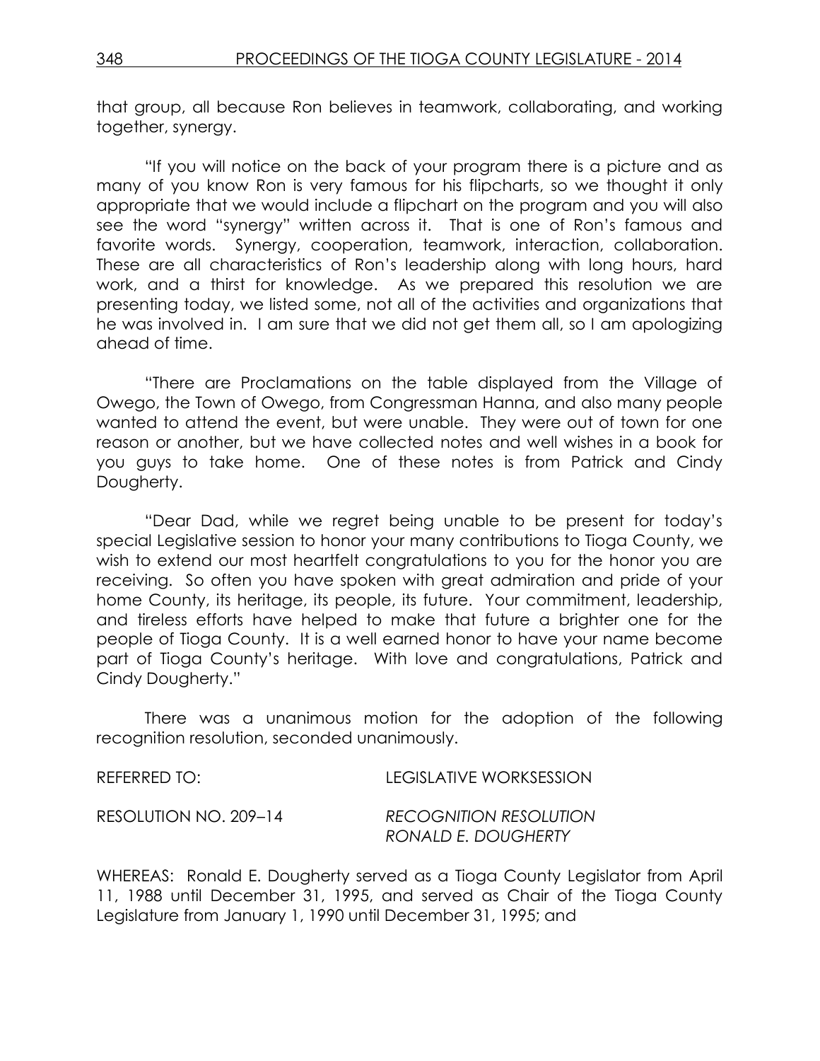that group, all because Ron believes in teamwork, collaborating, and working together, synergy.

"If you will notice on the back of your program there is a picture and as many of you know Ron is very famous for his flipcharts, so we thought it only appropriate that we would include a flipchart on the program and you will also see the word "synergy" written across it. That is one of Ron's famous and favorite words. Synergy, cooperation, teamwork, interaction, collaboration. These are all characteristics of Ron's leadership along with long hours, hard work, and a thirst for knowledge. As we prepared this resolution we are presenting today, we listed some, not all of the activities and organizations that he was involved in. I am sure that we did not get them all, so I am apologizing ahead of time.

"There are Proclamations on the table displayed from the Village of Owego, the Town of Owego, from Congressman Hanna, and also many people wanted to attend the event, but were unable. They were out of town for one reason or another, but we have collected notes and well wishes in a book for you guys to take home. One of these notes is from Patrick and Cindy Dougherty.

"Dear Dad, while we regret being unable to be present for today's special Legislative session to honor your many contributions to Tioga County, we wish to extend our most heartfelt congratulations to you for the honor you are receiving. So often you have spoken with great admiration and pride of your home County, its heritage, its people, its future. Your commitment, leadership, and tireless efforts have helped to make that future a brighter one for the people of Tioga County. It is a well earned honor to have your name become part of Tioga County's heritage. With love and congratulations, Patrick and Cindy Dougherty."

There was a unanimous motion for the adoption of the following recognition resolution, seconded unanimously.

REFERRED TO: LEGISLATIVE WORKSESSION

RESOLUTION NO. 209–14 *RECOGNITION RESOLUTION*
*RONALD E. DOUGHERTY*

WHEREAS: Ronald E. Dougherty served as a Tioga County Legislator from April 11, 1988 until December 31, 1995, and served as Chair of the Tioga County Legislature from January 1, 1990 until December 31, 1995; and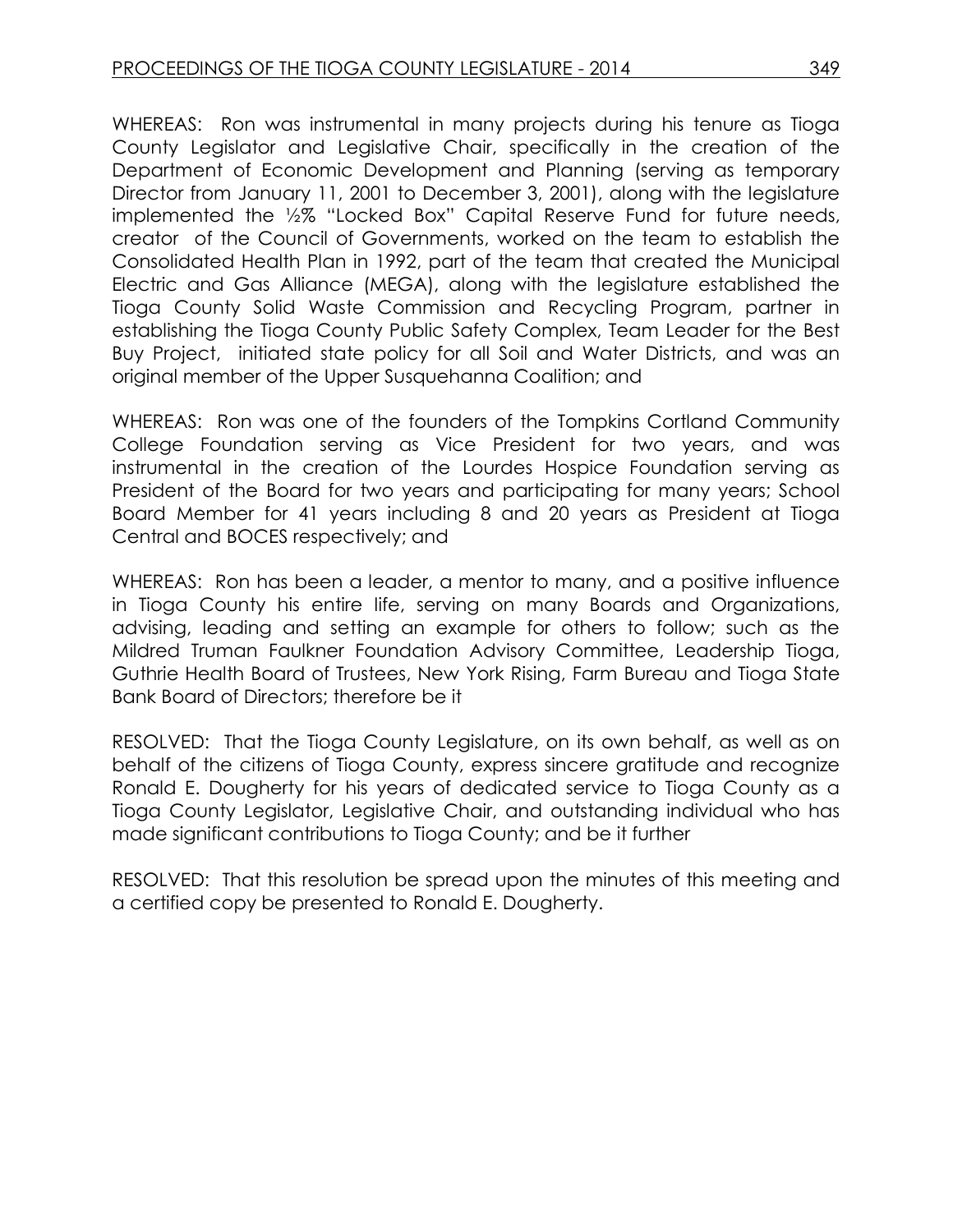WHEREAS: Ron was instrumental in many projects during his tenure as Tioga County Legislator and Legislative Chair, specifically in the creation of the Department of Economic Development and Planning (serving as temporary Director from January 11, 2001 to December 3, 2001), along with the legislature implemented the ½% "Locked Box" Capital Reserve Fund for future needs, creator of the Council of Governments, worked on the team to establish the Consolidated Health Plan in 1992, part of the team that created the Municipal Electric and Gas Alliance (MEGA), along with the legislature established the Tioga County Solid Waste Commission and Recycling Program, partner in establishing the Tioga County Public Safety Complex, Team Leader for the Best Buy Project, initiated state policy for all Soil and Water Districts, and was an original member of the Upper Susquehanna Coalition; and

WHEREAS: Ron was one of the founders of the Tompkins Cortland Community College Foundation serving as Vice President for two years, and was instrumental in the creation of the Lourdes Hospice Foundation serving as President of the Board for two years and participating for many years; School Board Member for 41 years including 8 and 20 years as President at Tioga Central and BOCES respectively; and

WHEREAS: Ron has been a leader, a mentor to many, and a positive influence in Tioga County his entire life, serving on many Boards and Organizations, advising, leading and setting an example for others to follow; such as the Mildred Truman Faulkner Foundation Advisory Committee, Leadership Tioga, Guthrie Health Board of Trustees, New York Rising, Farm Bureau and Tioga State Bank Board of Directors; therefore be it

RESOLVED: That the Tioga County Legislature, on its own behalf, as well as on behalf of the citizens of Tioga County, express sincere gratitude and recognize Ronald E. Dougherty for his years of dedicated service to Tioga County as a Tioga County Legislator, Legislative Chair, and outstanding individual who has made significant contributions to Tioga County; and be it further

RESOLVED: That this resolution be spread upon the minutes of this meeting and a certified copy be presented to Ronald E. Dougherty.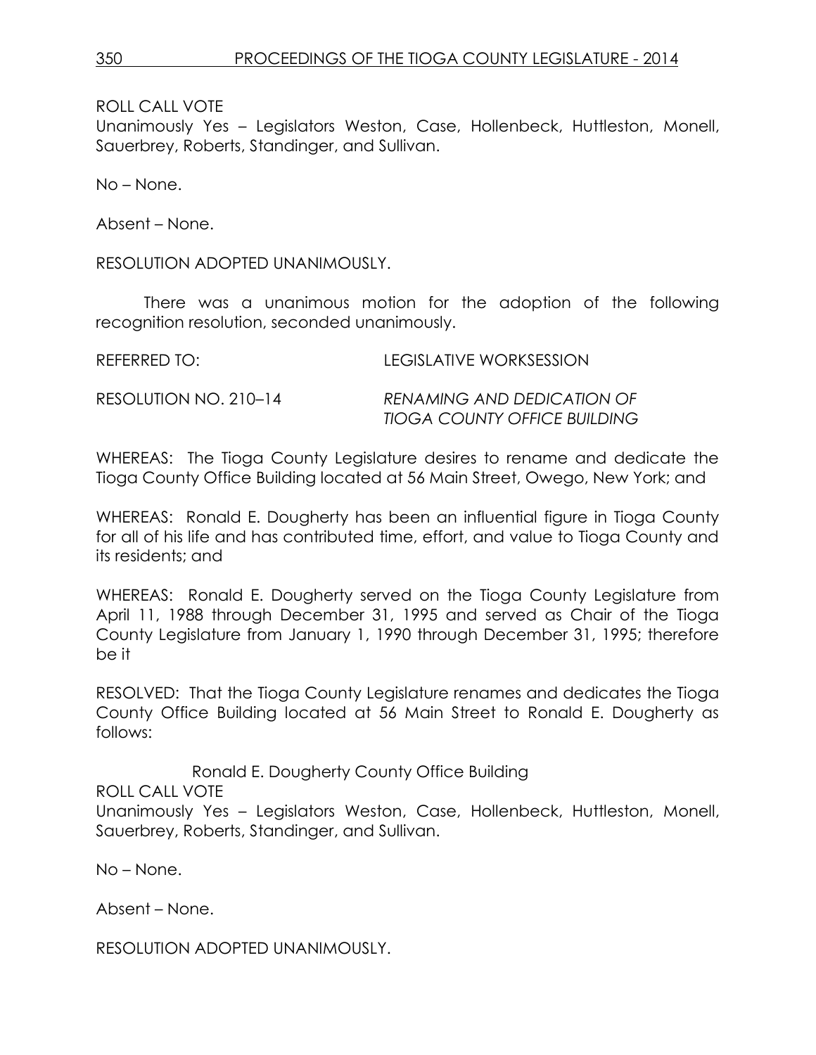ROLL CALL VOTE
Unanimously Yes – Legislators Weston, Case, Hollenbeck, Huttleston, Monell, Sauerbrey, Roberts, Standinger, and Sullivan.

No – None.

Absent – None.

RESOLUTION ADOPTED UNANIMOUSLY.

There was a unanimous motion for the adoption of the following recognition resolution, seconded unanimously.

REFERRED TO: LEGISLATIVE WORKSESSION

RESOLUTION NO. 210–14 *RENAMING AND DEDICATION OF TIOGA COUNTY OFFICE BUILDING*

WHEREAS: The Tioga County Legislature desires to rename and dedicate the Tioga County Office Building located at 56 Main Street, Owego, New York; and

WHEREAS: Ronald E. Dougherty has been an influential figure in Tioga County for all of his life and has contributed time, effort, and value to Tioga County and its residents; and

WHEREAS: Ronald E. Dougherty served on the Tioga County Legislature from April 11, 1988 through December 31, 1995 and served as Chair of the Tioga County Legislature from January 1, 1990 through December 31, 1995; therefore be it

RESOLVED: That the Tioga County Legislature renames and dedicates the Tioga County Office Building located at 56 Main Street to Ronald E. Dougherty as follows:

Ronald E. Dougherty County Office Building

ROLL CALL VOTE
Unanimously Yes – Legislators Weston, Case, Hollenbeck, Huttleston, Monell, Sauerbrey, Roberts, Standinger, and Sullivan.

No – None.

Absent – None.

RESOLUTION ADOPTED UNANIMOUSLY.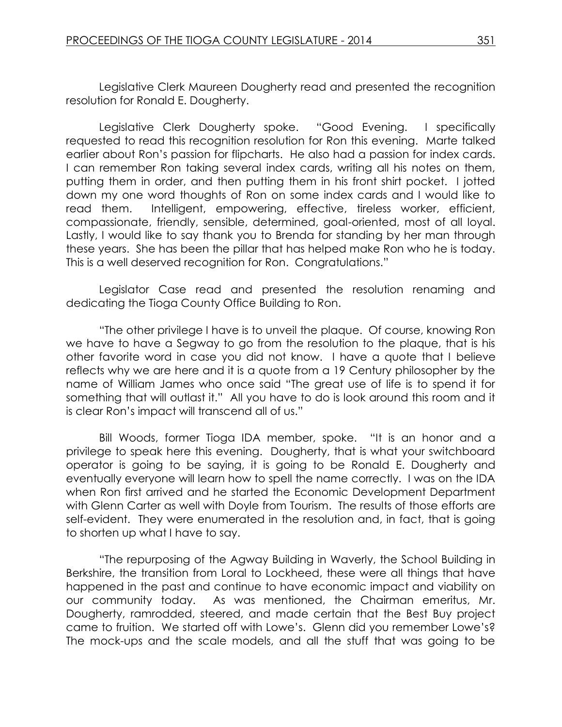Legislative Clerk Maureen Dougherty read and presented the recognition resolution for Ronald E. Dougherty.

Legislative Clerk Dougherty spoke. "Good Evening. I specifically requested to read this recognition resolution for Ron this evening. Marte talked earlier about Ron's passion for flipcharts. He also had a passion for index cards. I can remember Ron taking several index cards, writing all his notes on them, putting them in order, and then putting them in his front shirt pocket. I jotted down my one word thoughts of Ron on some index cards and I would like to read them. Intelligent, empowering, effective, tireless worker, efficient, compassionate, friendly, sensible, determined, goal-oriented, most of all loyal. Lastly, I would like to say thank you to Brenda for standing by her man through these years. She has been the pillar that has helped make Ron who he is today. This is a well deserved recognition for Ron. Congratulations."

Legislator Case read and presented the resolution renaming and dedicating the Tioga County Office Building to Ron.

"The other privilege I have is to unveil the plaque. Of course, knowing Ron we have to have a Segway to go from the resolution to the plaque, that is his other favorite word in case you did not know. I have a quote that I believe reflects why we are here and it is a quote from a 19 Century philosopher by the name of William James who once said "The great use of life is to spend it for something that will outlast it." All you have to do is look around this room and it is clear Ron's impact will transcend all of us."

Bill Woods, former Tioga IDA member, spoke. "It is an honor and a privilege to speak here this evening. Dougherty, that is what your switchboard operator is going to be saying, it is going to be Ronald E. Dougherty and eventually everyone will learn how to spell the name correctly. I was on the IDA when Ron first arrived and he started the Economic Development Department with Glenn Carter as well with Doyle from Tourism. The results of those efforts are self-evident. They were enumerated in the resolution and, in fact, that is going to shorten up what I have to say.

"The repurposing of the Agway Building in Waverly, the School Building in Berkshire, the transition from Loral to Lockheed, these were all things that have happened in the past and continue to have economic impact and viability on our community today. As was mentioned, the Chairman emeritus, Mr. Dougherty, ramrodded, steered, and made certain that the Best Buy project came to fruition. We started off with Lowe's. Glenn did you remember Lowe's? The mock-ups and the scale models, and all the stuff that was going to be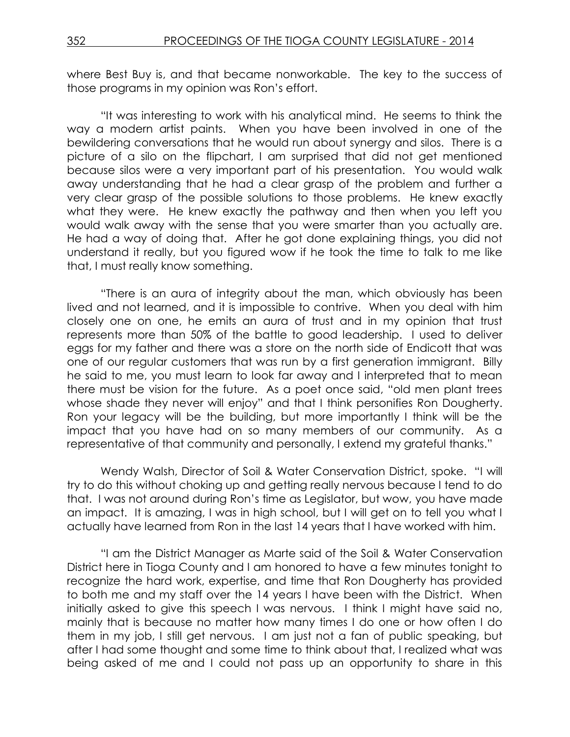where Best Buy is, and that became nonworkable. The key to the success of those programs in my opinion was Ron's effort.

"It was interesting to work with his analytical mind. He seems to think the way a modern artist paints. When you have been involved in one of the bewildering conversations that he would run about synergy and silos. There is a picture of a silo on the flipchart, I am surprised that did not get mentioned because silos were a very important part of his presentation. You would walk away understanding that he had a clear grasp of the problem and further a very clear grasp of the possible solutions to those problems. He knew exactly what they were. He knew exactly the pathway and then when you left you would walk away with the sense that you were smarter than you actually are. He had a way of doing that. After he got done explaining things, you did not understand it really, but you figured wow if he took the time to talk to me like that, I must really know something.

"There is an aura of integrity about the man, which obviously has been lived and not learned, and it is impossible to contrive. When you deal with him closely one on one, he emits an aura of trust and in my opinion that trust represents more than 50% of the battle to good leadership. I used to deliver eggs for my father and there was a store on the north side of Endicott that was one of our regular customers that was run by a first generation immigrant. Billy he said to me, you must learn to look far away and I interpreted that to mean there must be vision for the future. As a poet once said, "old men plant trees whose shade they never will enjoy" and that I think personifies Ron Dougherty. Ron your legacy will be the building, but more importantly I think will be the impact that you have had on so many members of our community. As a representative of that community and personally, I extend my grateful thanks."

Wendy Walsh, Director of Soil & Water Conservation District, spoke. "I will try to do this without choking up and getting really nervous because I tend to do that. I was not around during Ron's time as Legislator, but wow, you have made an impact. It is amazing, I was in high school, but I will get on to tell you what I actually have learned from Ron in the last 14 years that I have worked with him.

"I am the District Manager as Marte said of the Soil & Water Conservation District here in Tioga County and I am honored to have a few minutes tonight to recognize the hard work, expertise, and time that Ron Dougherty has provided to both me and my staff over the 14 years I have been with the District. When initially asked to give this speech I was nervous. I think I might have said no, mainly that is because no matter how many times I do one or how often I do them in my job, I still get nervous. I am just not a fan of public speaking, but after I had some thought and some time to think about that, I realized what was being asked of me and I could not pass up an opportunity to share in this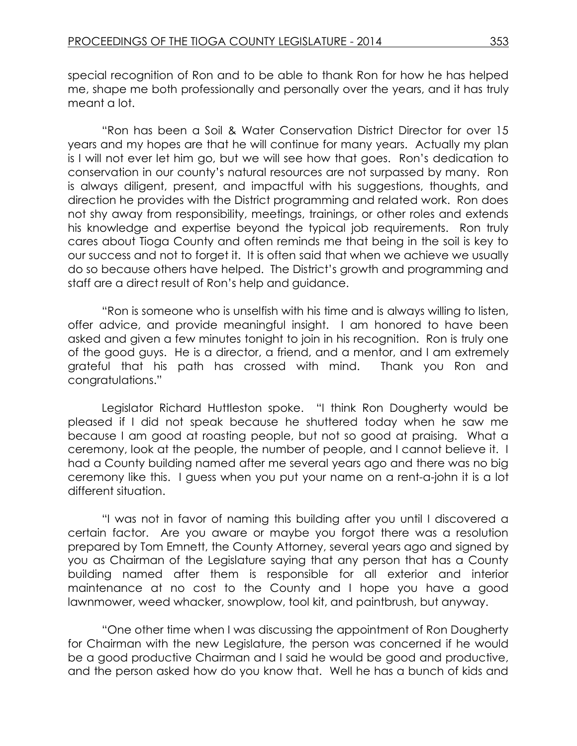special recognition of Ron and to be able to thank Ron for how he has helped me, shape me both professionally and personally over the years, and it has truly meant a lot.

"Ron has been a Soil & Water Conservation District Director for over 15 years and my hopes are that he will continue for many years. Actually my plan is I will not ever let him go, but we will see how that goes. Ron's dedication to conservation in our county's natural resources are not surpassed by many. Ron is always diligent, present, and impactful with his suggestions, thoughts, and direction he provides with the District programming and related work. Ron does not shy away from responsibility, meetings, trainings, or other roles and extends his knowledge and expertise beyond the typical job requirements. Ron truly cares about Tioga County and often reminds me that being in the soil is key to our success and not to forget it. It is often said that when we achieve we usually do so because others have helped. The District's growth and programming and staff are a direct result of Ron's help and guidance.

"Ron is someone who is unselfish with his time and is always willing to listen, offer advice, and provide meaningful insight. I am honored to have been asked and given a few minutes tonight to join in his recognition. Ron is truly one of the good guys. He is a director, a friend, and a mentor, and I am extremely grateful that his path has crossed with mind. Thank you Ron and congratulations."

Legislator Richard Huttleston spoke. "I think Ron Dougherty would be pleased if I did not speak because he shuttered today when he saw me because I am good at roasting people, but not so good at praising. What a ceremony, look at the people, the number of people, and I cannot believe it. I had a County building named after me several years ago and there was no big ceremony like this. I guess when you put your name on a rent-a-john it is a lot different situation.

"I was not in favor of naming this building after you until I discovered a certain factor. Are you aware or maybe you forgot there was a resolution prepared by Tom Emnett, the County Attorney, several years ago and signed by you as Chairman of the Legislature saying that any person that has a County building named after them is responsible for all exterior and interior maintenance at no cost to the County and I hope you have a good lawnmower, weed whacker, snowplow, tool kit, and paintbrush, but anyway.

"One other time when I was discussing the appointment of Ron Dougherty for Chairman with the new Legislature, the person was concerned if he would be a good productive Chairman and I said he would be good and productive, and the person asked how do you know that. Well he has a bunch of kids and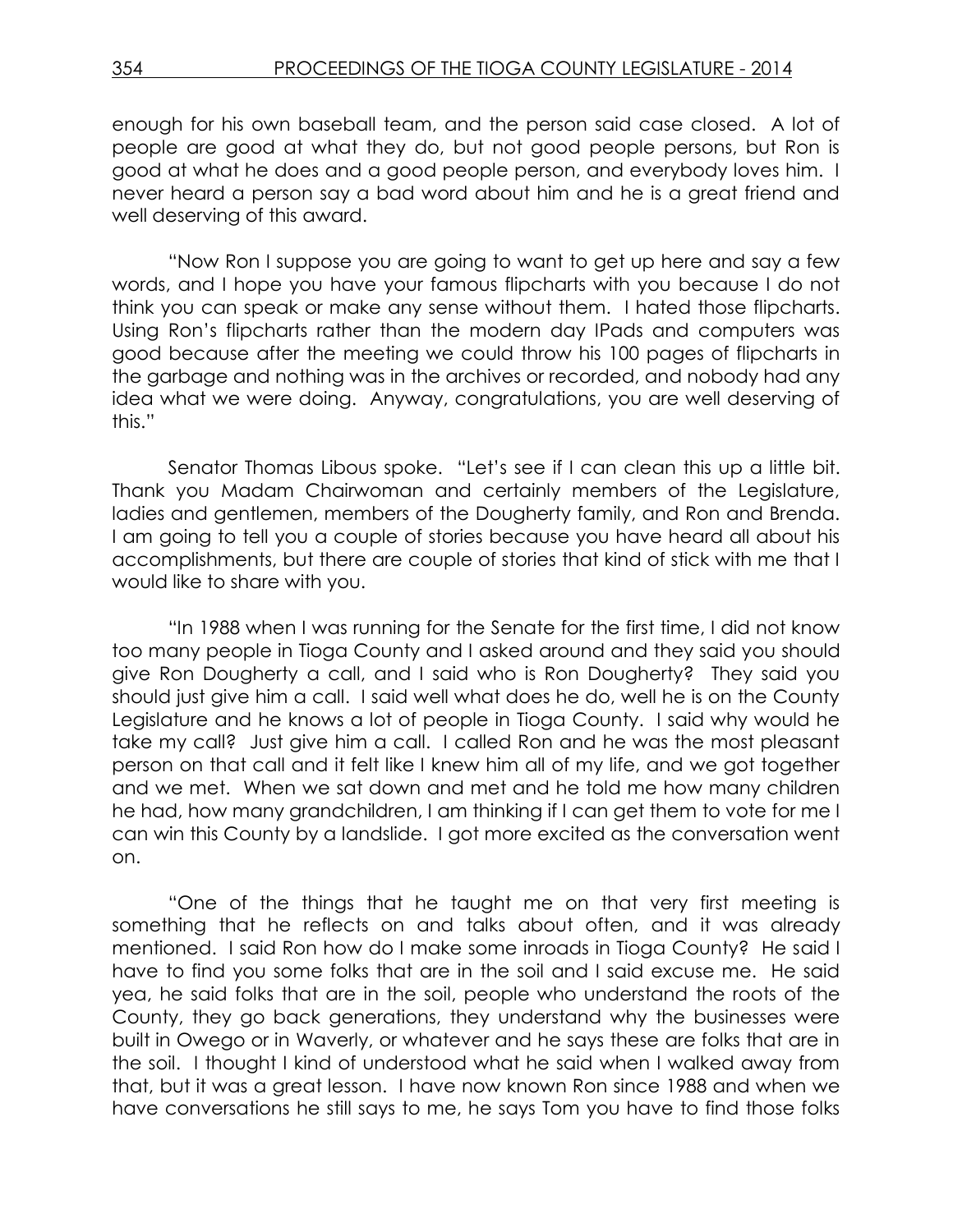enough for his own baseball team, and the person said case closed. A lot of people are good at what they do, but not good people persons, but Ron is good at what he does and a good people person, and everybody loves him. I never heard a person say a bad word about him and he is a great friend and well deserving of this award.

"Now Ron I suppose you are going to want to get up here and say a few words, and I hope you have your famous flipcharts with you because I do not think you can speak or make any sense without them. I hated those flipcharts. Using Ron's flipcharts rather than the modern day IPads and computers was good because after the meeting we could throw his 100 pages of flipcharts in the garbage and nothing was in the archives or recorded, and nobody had any idea what we were doing. Anyway, congratulations, you are well deserving of this."

Senator Thomas Libous spoke. "Let's see if I can clean this up a little bit. Thank you Madam Chairwoman and certainly members of the Legislature, ladies and gentlemen, members of the Dougherty family, and Ron and Brenda. I am going to tell you a couple of stories because you have heard all about his accomplishments, but there are couple of stories that kind of stick with me that I would like to share with you.

"In 1988 when I was running for the Senate for the first time, I did not know too many people in Tioga County and I asked around and they said you should give Ron Dougherty a call, and I said who is Ron Dougherty? They said you should just give him a call. I said well what does he do, well he is on the County Legislature and he knows a lot of people in Tioga County. I said why would he take my call? Just give him a call. I called Ron and he was the most pleasant person on that call and it felt like I knew him all of my life, and we got together and we met. When we sat down and met and he told me how many children he had, how many grandchildren, I am thinking if I can get them to vote for me I can win this County by a landslide. I got more excited as the conversation went on.

"One of the things that he taught me on that very first meeting is something that he reflects on and talks about often, and it was already mentioned. I said Ron how do I make some inroads in Tioga County? He said I have to find you some folks that are in the soil and I said excuse me. He said yea, he said folks that are in the soil, people who understand the roots of the County, they go back generations, they understand why the businesses were built in Owego or in Waverly, or whatever and he says these are folks that are in the soil. I thought I kind of understood what he said when I walked away from that, but it was a great lesson. I have now known Ron since 1988 and when we have conversations he still says to me, he says Tom you have to find those folks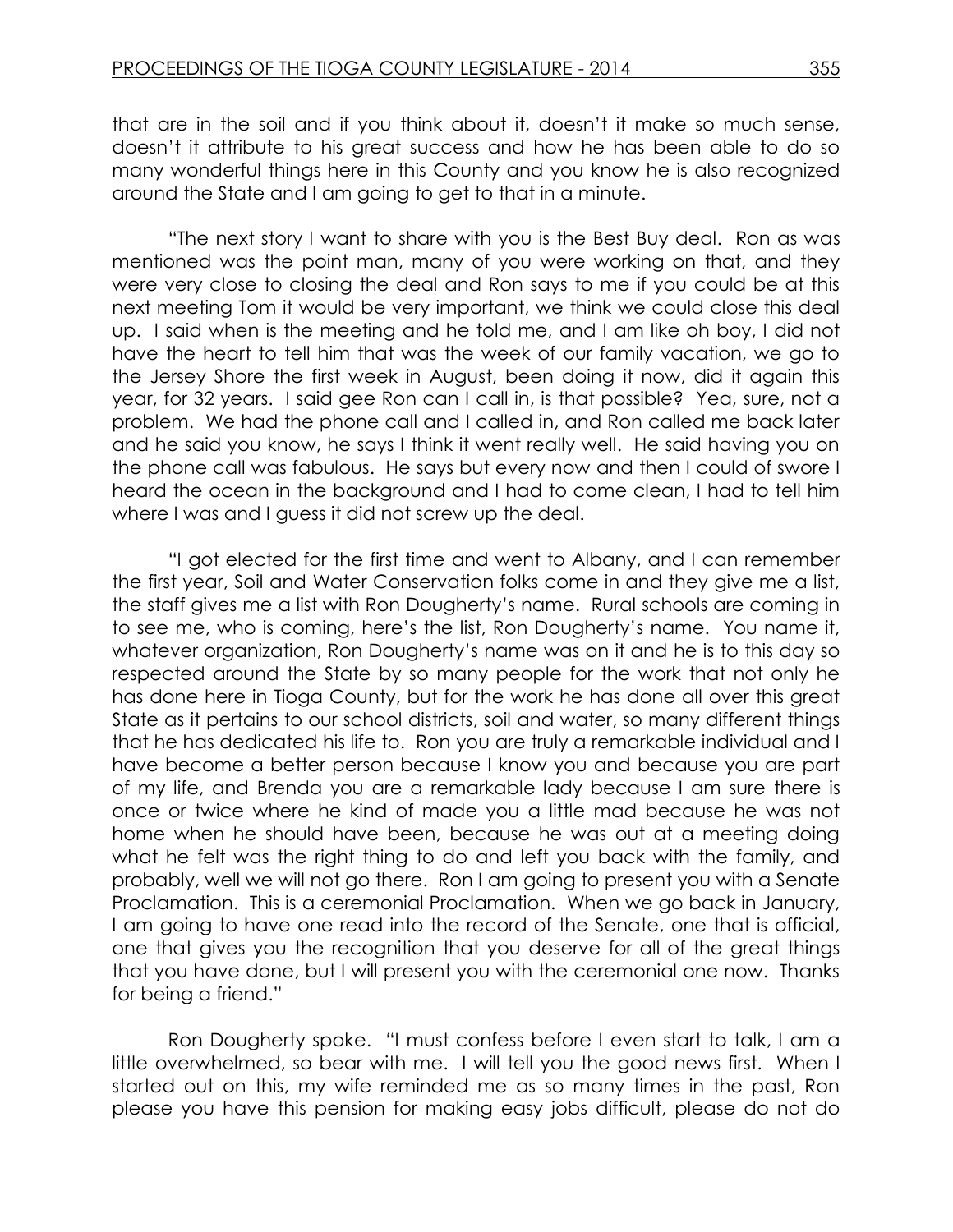that are in the soil and if you think about it, doesn't it make so much sense, doesn't it attribute to his great success and how he has been able to do so many wonderful things here in this County and you know he is also recognized around the State and I am going to get to that in a minute.

"The next story I want to share with you is the Best Buy deal. Ron as was mentioned was the point man, many of you were working on that, and they were very close to closing the deal and Ron says to me if you could be at this next meeting Tom it would be very important, we think we could close this deal up. I said when is the meeting and he told me, and I am like oh boy, I did not have the heart to tell him that was the week of our family vacation, we go to the Jersey Shore the first week in August, been doing it now, did it again this year, for 32 years. I said gee Ron can I call in, is that possible? Yea, sure, not a problem. We had the phone call and I called in, and Ron called me back later and he said you know, he says I think it went really well. He said having you on the phone call was fabulous. He says but every now and then I could of swore I heard the ocean in the background and I had to come clean, I had to tell him where I was and I guess it did not screw up the deal.

"I got elected for the first time and went to Albany, and I can remember the first year, Soil and Water Conservation folks come in and they give me a list, the staff gives me a list with Ron Dougherty's name. Rural schools are coming in to see me, who is coming, here's the list, Ron Dougherty's name. You name it, whatever organization, Ron Dougherty's name was on it and he is to this day so respected around the State by so many people for the work that not only he has done here in Tioga County, but for the work he has done all over this great State as it pertains to our school districts, soil and water, so many different things that he has dedicated his life to. Ron you are truly a remarkable individual and I have become a better person because I know you and because you are part of my life, and Brenda you are a remarkable lady because I am sure there is once or twice where he kind of made you a little mad because he was not home when he should have been, because he was out at a meeting doing what he felt was the right thing to do and left you back with the family, and probably, well we will not go there. Ron I am going to present you with a Senate Proclamation. This is a ceremonial Proclamation. When we go back in January, I am going to have one read into the record of the Senate, one that is official, one that gives you the recognition that you deserve for all of the great things that you have done, but I will present you with the ceremonial one now. Thanks for being a friend."

Ron Dougherty spoke. "I must confess before I even start to talk, I am a little overwhelmed, so bear with me. I will tell you the good news first. When I started out on this, my wife reminded me as so many times in the past, Ron please you have this pension for making easy jobs difficult, please do not do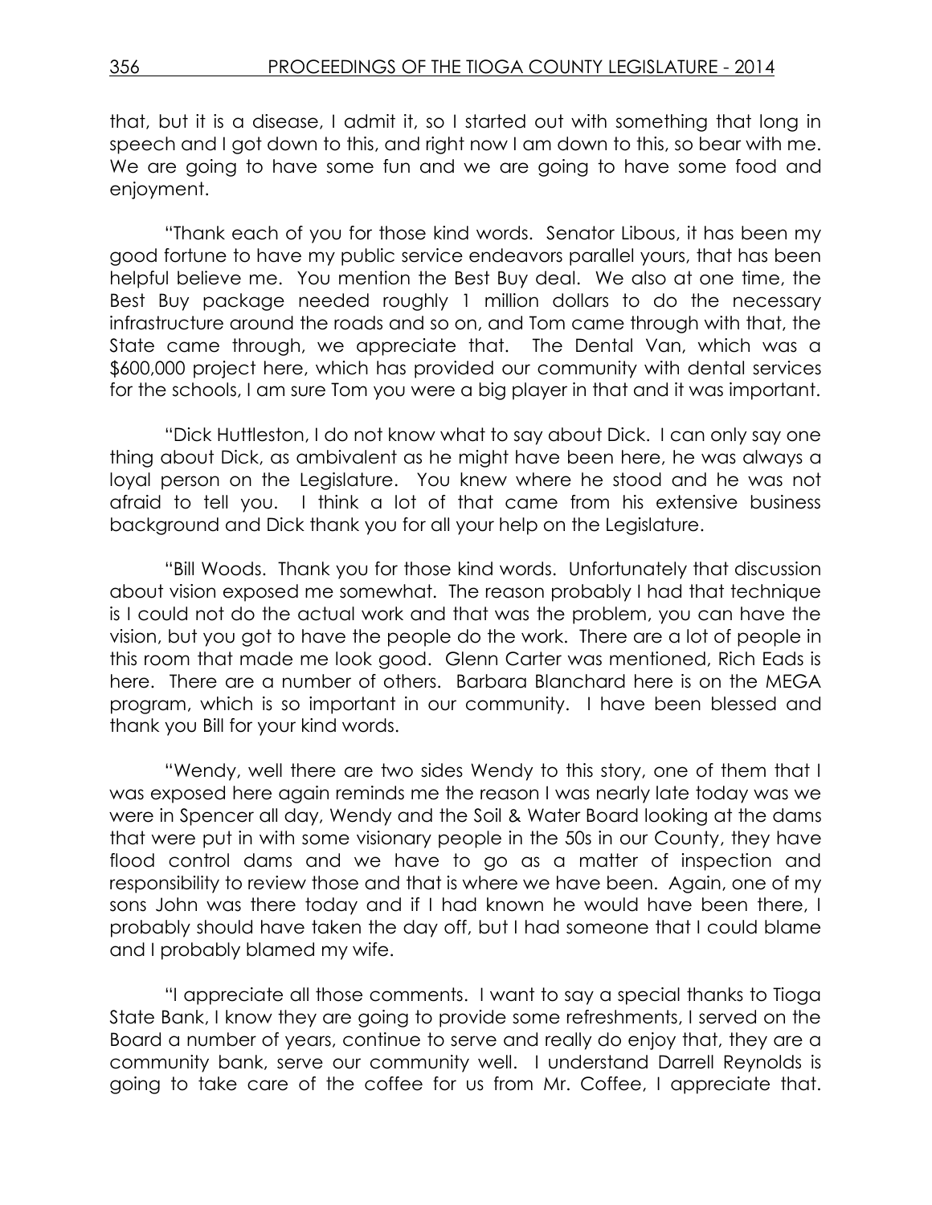that, but it is a disease, I admit it, so I started out with something that long in speech and I got down to this, and right now I am down to this, so bear with me. We are going to have some fun and we are going to have some food and enjoyment.

"Thank each of you for those kind words. Senator Libous, it has been my good fortune to have my public service endeavors parallel yours, that has been helpful believe me. You mention the Best Buy deal. We also at one time, the Best Buy package needed roughly 1 million dollars to do the necessary infrastructure around the roads and so on, and Tom came through with that, the State came through, we appreciate that. The Dental Van, which was a $600,000 project here, which has provided our community with dental services for the schools, I am sure Tom you were a big player in that and it was important.

"Dick Huttleston, I do not know what to say about Dick. I can only say one thing about Dick, as ambivalent as he might have been here, he was always a loyal person on the Legislature. You knew where he stood and he was not afraid to tell you. I think a lot of that came from his extensive business background and Dick thank you for all your help on the Legislature.

"Bill Woods. Thank you for those kind words. Unfortunately that discussion about vision exposed me somewhat. The reason probably I had that technique is I could not do the actual work and that was the problem, you can have the vision, but you got to have the people do the work. There are a lot of people in this room that made me look good. Glenn Carter was mentioned, Rich Eads is here. There are a number of others. Barbara Blanchard here is on the MEGA program, which is so important in our community. I have been blessed and thank you Bill for your kind words.

"Wendy, well there are two sides Wendy to this story, one of them that I was exposed here again reminds me the reason I was nearly late today was we were in Spencer all day, Wendy and the Soil & Water Board looking at the dams that were put in with some visionary people in the 50s in our County, they have flood control dams and we have to go as a matter of inspection and responsibility to review those and that is where we have been. Again, one of my sons John was there today and if I had known he would have been there, I probably should have taken the day off, but I had someone that I could blame and I probably blamed my wife.

"I appreciate all those comments. I want to say a special thanks to Tioga State Bank, I know they are going to provide some refreshments, I served on the Board a number of years, continue to serve and really do enjoy that, they are a community bank, serve our community well. I understand Darrell Reynolds is going to take care of the coffee for us from Mr. Coffee, I appreciate that.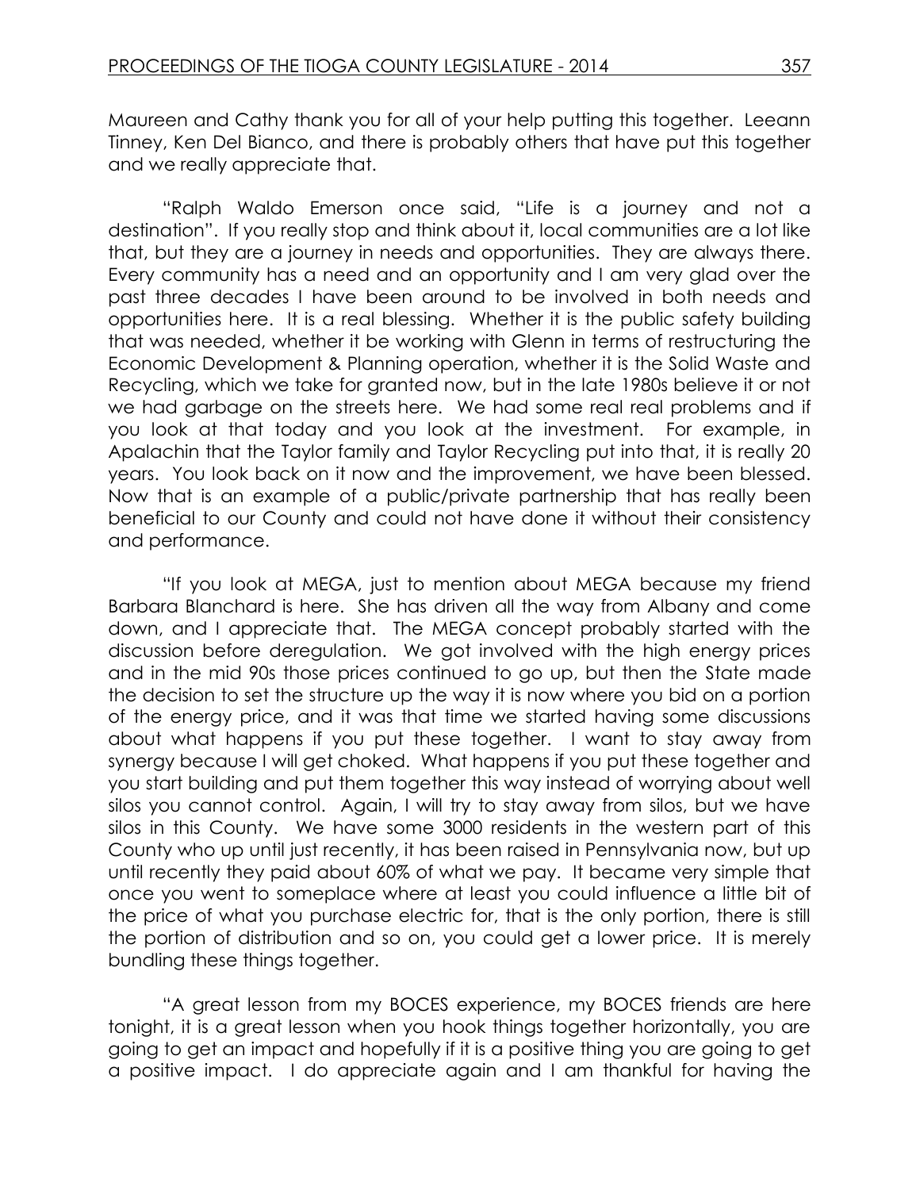Maureen and Cathy thank you for all of your help putting this together. Leeann Tinney, Ken Del Bianco, and there is probably others that have put this together and we really appreciate that.

"Ralph Waldo Emerson once said, "Life is a journey and not a destination". If you really stop and think about it, local communities are a lot like that, but they are a journey in needs and opportunities. They are always there. Every community has a need and an opportunity and I am very glad over the past three decades I have been around to be involved in both needs and opportunities here. It is a real blessing. Whether it is the public safety building that was needed, whether it be working with Glenn in terms of restructuring the Economic Development & Planning operation, whether it is the Solid Waste and Recycling, which we take for granted now, but in the late 1980s believe it or not we had garbage on the streets here. We had some real real problems and if you look at that today and you look at the investment. For example, in Apalachin that the Taylor family and Taylor Recycling put into that, it is really 20 years. You look back on it now and the improvement, we have been blessed. Now that is an example of a public/private partnership that has really been beneficial to our County and could not have done it without their consistency and performance.

"If you look at MEGA, just to mention about MEGA because my friend Barbara Blanchard is here. She has driven all the way from Albany and come down, and I appreciate that. The MEGA concept probably started with the discussion before deregulation. We got involved with the high energy prices and in the mid 90s those prices continued to go up, but then the State made the decision to set the structure up the way it is now where you bid on a portion of the energy price, and it was that time we started having some discussions about what happens if you put these together. I want to stay away from synergy because I will get choked. What happens if you put these together and you start building and put them together this way instead of worrying about well silos you cannot control. Again, I will try to stay away from silos, but we have silos in this County. We have some 3000 residents in the western part of this County who up until just recently, it has been raised in Pennsylvania now, but up until recently they paid about 60% of what we pay. It became very simple that once you went to someplace where at least you could influence a little bit of the price of what you purchase electric for, that is the only portion, there is still the portion of distribution and so on, you could get a lower price. It is merely bundling these things together.

"A great lesson from my BOCES experience, my BOCES friends are here tonight, it is a great lesson when you hook things together horizontally, you are going to get an impact and hopefully if it is a positive thing you are going to get a positive impact. I do appreciate again and I am thankful for having the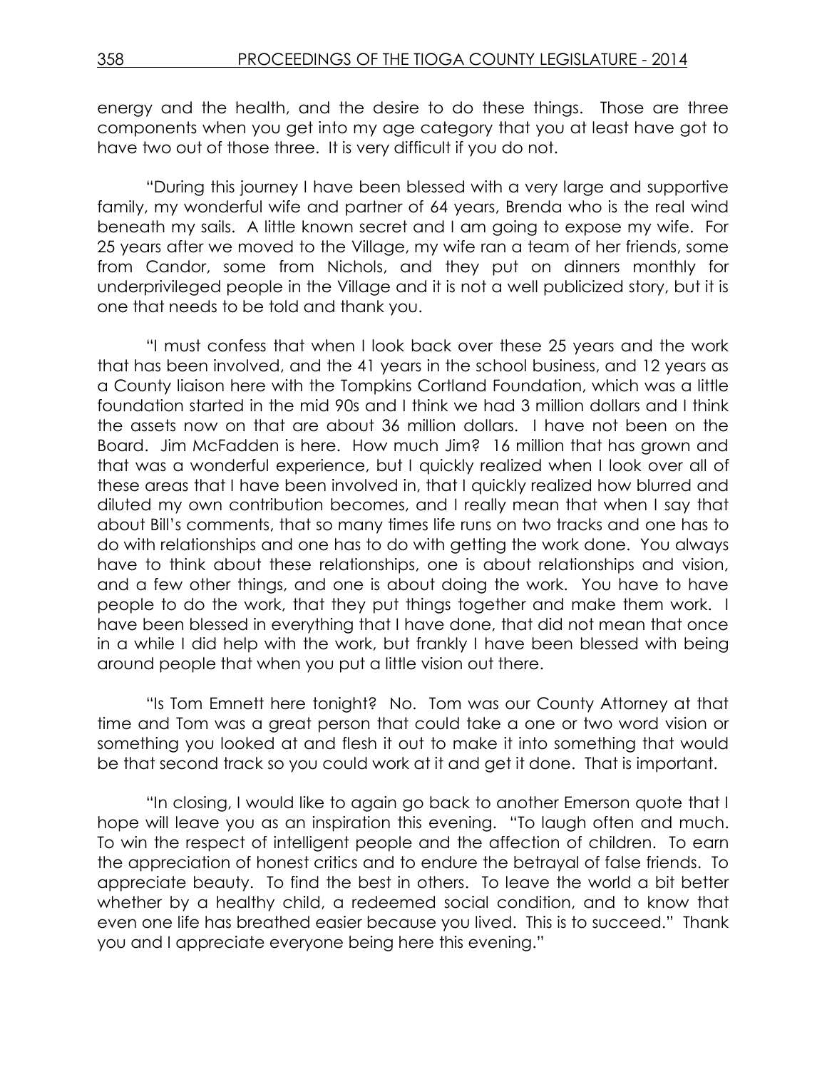energy and the health, and the desire to do these things. Those are three components when you get into my age category that you at least have got to have two out of those three. It is very difficult if you do not.

"During this journey I have been blessed with a very large and supportive family, my wonderful wife and partner of 64 years, Brenda who is the real wind beneath my sails. A little known secret and I am going to expose my wife. For 25 years after we moved to the Village, my wife ran a team of her friends, some from Candor, some from Nichols, and they put on dinners monthly for underprivileged people in the Village and it is not a well publicized story, but it is one that needs to be told and thank you.

"I must confess that when I look back over these 25 years and the work that has been involved, and the 41 years in the school business, and 12 years as a County liaison here with the Tompkins Cortland Foundation, which was a little foundation started in the mid 90s and I think we had 3 million dollars and I think the assets now on that are about 36 million dollars. I have not been on the Board. Jim McFadden is here. How much Jim? 16 million that has grown and that was a wonderful experience, but I quickly realized when I look over all of these areas that I have been involved in, that I quickly realized how blurred and diluted my own contribution becomes, and I really mean that when I say that about Bill's comments, that so many times life runs on two tracks and one has to do with relationships and one has to do with getting the work done. You always have to think about these relationships, one is about relationships and vision, and a few other things, and one is about doing the work. You have to have people to do the work, that they put things together and make them work. I have been blessed in everything that I have done, that did not mean that once in a while I did help with the work, but frankly I have been blessed with being around people that when you put a little vision out there.

"Is Tom Emnett here tonight? No. Tom was our County Attorney at that time and Tom was a great person that could take a one or two word vision or something you looked at and flesh it out to make it into something that would be that second track so you could work at it and get it done. That is important.

"In closing, I would like to again go back to another Emerson quote that I hope will leave you as an inspiration this evening. "To laugh often and much. To win the respect of intelligent people and the affection of children. To earn the appreciation of honest critics and to endure the betrayal of false friends. To appreciate beauty. To find the best in others. To leave the world a bit better whether by a healthy child, a redeemed social condition, and to know that even one life has breathed easier because you lived. This is to succeed." Thank you and I appreciate everyone being here this evening."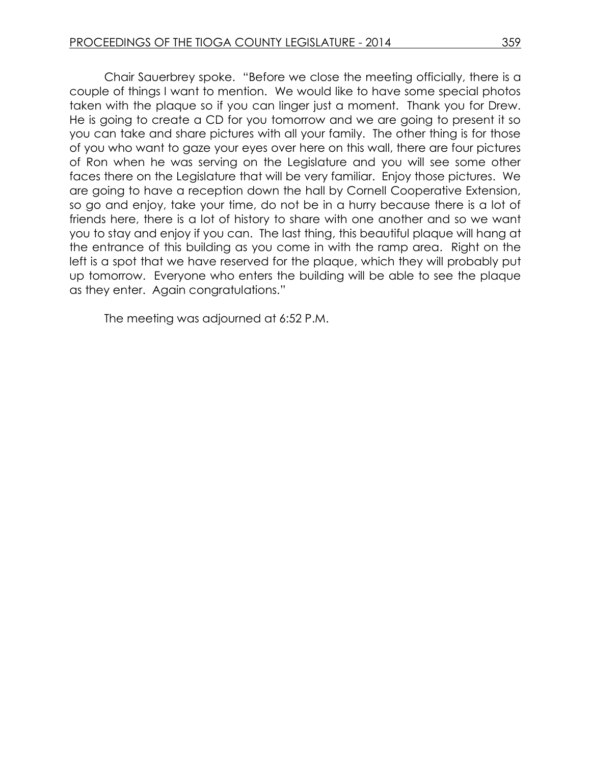Chair Sauerbrey spoke. "Before we close the meeting officially, there is a couple of things I want to mention. We would like to have some special photos taken with the plaque so if you can linger just a moment. Thank you for Drew. He is going to create a CD for you tomorrow and we are going to present it so you can take and share pictures with all your family. The other thing is for those of you who want to gaze your eyes over here on this wall, there are four pictures of Ron when he was serving on the Legislature and you will see some other faces there on the Legislature that will be very familiar. Enjoy those pictures. We are going to have a reception down the hall by Cornell Cooperative Extension, so go and enjoy, take your time, do not be in a hurry because there is a lot of friends here, there is a lot of history to share with one another and so we want you to stay and enjoy if you can. The last thing, this beautiful plaque will hang at the entrance of this building as you come in with the ramp area. Right on the left is a spot that we have reserved for the plaque, which they will probably put up tomorrow. Everyone who enters the building will be able to see the plaque as they enter. Again congratulations."

The meeting was adjourned at 6:52 P.M.